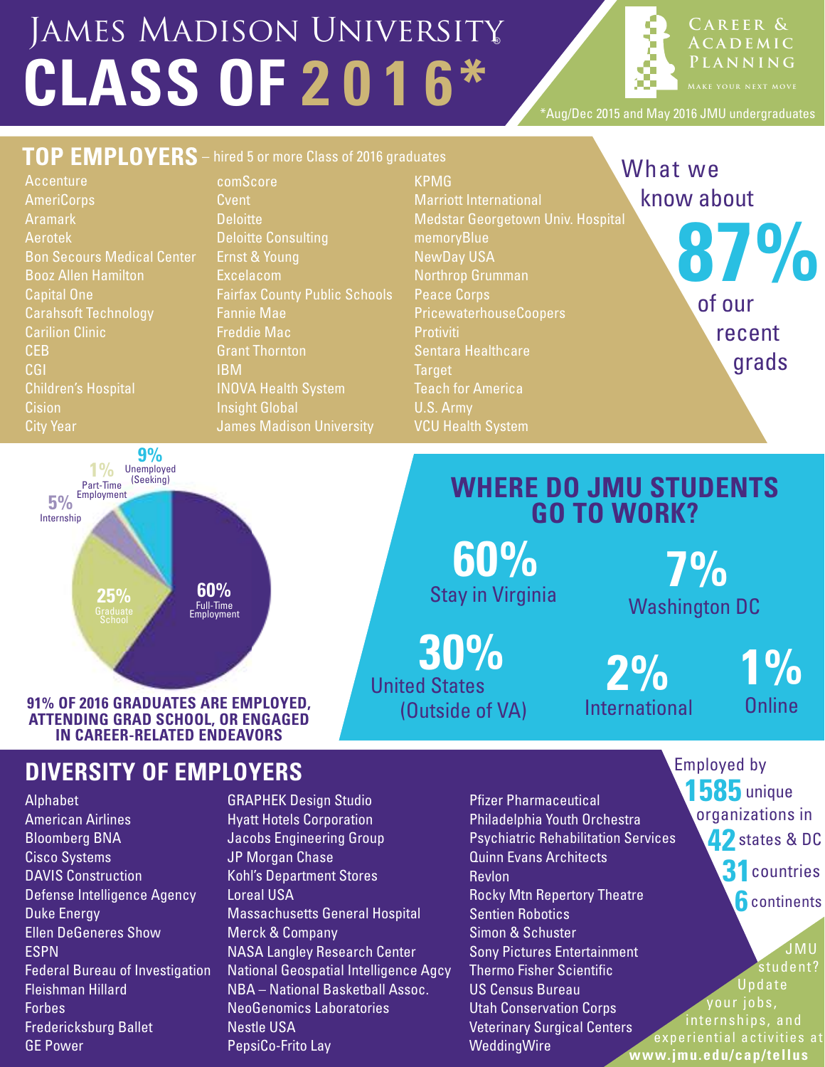# James Madison University

# CLASS OF 2016*

Career & Academic Planning
Make your next move

*Aug/Dec 2015 and May 2016 JMU undergraduates

## TOP EMPLOYERS – hired 5 or more Class of 2016 graduates

- Accenture
- AmeriCorps
- Aramark
- Aerotek
- Bon Secours Medical Center
- Booz Allen Hamilton
- Capital One
- Carahsoft Technology
- Carilion Clinic
- CEB
- CGI
- Children's Hospital
- Cision
- City Year
- comScore
- Cvent
- Deloitte
- Deloitte Consulting
- Ernst & Young
- Excelacom
- Fairfax County Public Schools
- Fannie Mae
- Freddie Mac
- Grant Thornton
- IBM
- INOVA Health System
- Insight Global
- James Madison University
- KPMG
- Marriott International
- Medstar Georgetown Univ. Hospital
- memoryBlue
- NewDay USA
- Northrop Grumman
- Peace Corps
- PricewaterhouseCoopers
- Protiviti
- Sentara Healthcare
- Target
- Teach for America
- U.S. Army
- VCU Health System

What we know about **87%** of our recent grads

- 60% Full-Time Employment
- 25% Graduate School
- 5% Internship
- 1% Part-Time Employment
- 9% Unemployed (Seeking)

**91% OF 2016 GRADUATES ARE EMPLOYED, ATTENDING GRAD SCHOOL, OR ENGAGED IN CAREER-RELATED ENDEAVORS**

## WHERE DO JMU STUDENTS GO TO WORK?

- **60%** Stay in Virginia
- **7%** Washington DC
- **30%** United States (Outside of VA)
- **2%** International
- **1%** Online

## DIVERSITY OF EMPLOYERS

- Alphabet
- American Airlines
- Bloomberg BNA
- Cisco Systems
- DAVIS Construction
- Defense Intelligence Agency
- Duke Energy
- Ellen DeGeneres Show
- ESPN
- Federal Bureau of Investigation
- Fleishman Hillard
- Forbes
- Fredericksburg Ballet
- GE Power
- GRAPHEK Design Studio
- Hyatt Hotels Corporation
- Jacobs Engineering Group
- JP Morgan Chase
- Kohl's Department Stores
- Loreal USA
- Massachusetts General Hospital
- Merck & Company
- NASA Langley Research Center
- National Geospatial Intelligence Agcy
- NBA – National Basketball Assoc.
- NeoGenomics Laboratories
- Nestle USA
- PepsiCo-Frito Lay
- Pfizer Pharmaceutical
- Philadelphia Youth Orchestra
- Psychiatric Rehabilitation Services
- Quinn Evans Architects
- Revlon
- Rocky Mtn Repertory Theatre
- Sentien Robotics
- Simon & Schuster
- Sony Pictures Entertainment
- Thermo Fisher Scientific
- US Census Bureau
- Utah Conservation Corps
- Veterinary Surgical Centers
- WeddingWire

Employed by **1585** unique organizations in **42** states & DC, **31** countries, **6** continents

JMU student? Update your jobs, internships, and experiential activities at **www.jmu.edu/cap/tellus**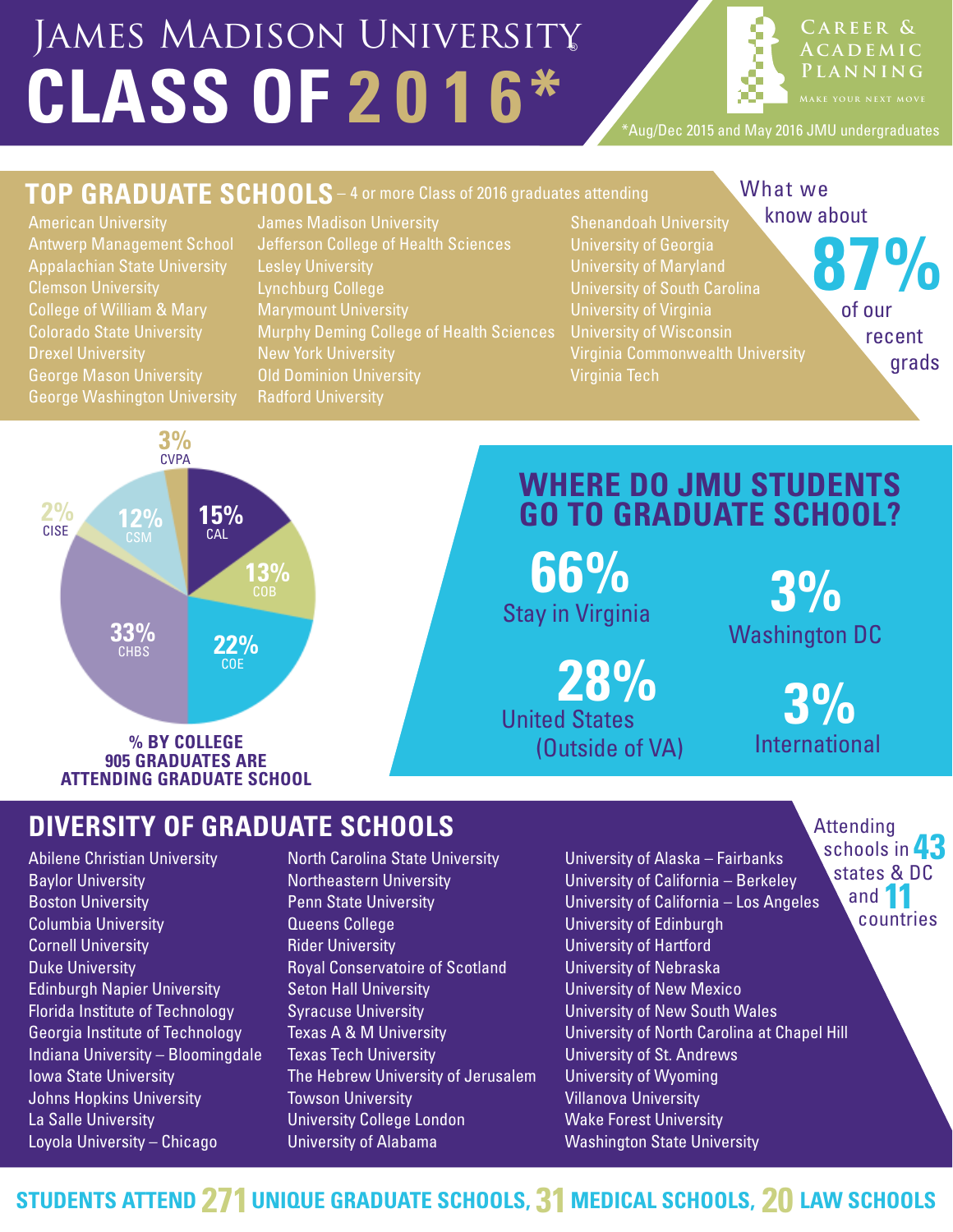# James Madison University
# CLASS OF 2016*

Career & Academic Planning
Make your next move

*Aug/Dec 2015 and May 2016 JMU undergraduates

## TOP GRADUATE SCHOOLS – 4 or more Class of 2016 graduates attending

- American University
- Antwerp Management School
- Appalachian State University
- Clemson University
- College of William & Mary
- Colorado State University
- Drexel University
- George Mason University
- George Washington University
- James Madison University
- Jefferson College of Health Sciences
- Lesley University
- Lynchburg College
- Marymount University
- Murphy Deming College of Health Sciences
- New York University
- Old Dominion University
- Radford University
- Shenandoah University
- University of Georgia
- University of Maryland
- University of South Carolina
- University of Virginia
- University of Wisconsin
- Virginia Commonwealth University
- Virginia Tech

What we know about **87%** of our recent grads

3% CVPA
15% CAL
13% COB
22% COE
33% CHBS
2% CISE
12% CSM

**% BY COLLEGE**
**905 GRADUATES ARE ATTENDING GRADUATE SCHOOL**

## WHERE DO JMU STUDENTS GO TO GRADUATE SCHOOL?

**66%** Stay in Virginia

**3%** Washington DC

**28%** United States (Outside of VA)

**3%** International

## DIVERSITY OF GRADUATE SCHOOLS

- Abilene Christian University
- Baylor University
- Boston University
- Columbia University
- Cornell University
- Duke University
- Edinburgh Napier University
- Florida Institute of Technology
- Georgia Institute of Technology
- Indiana University – Bloomingdale
- Iowa State University
- Johns Hopkins University
- La Salle University
- Loyola University – Chicago
- North Carolina State University
- Northeastern University
- Penn State University
- Queens College
- Rider University
- Royal Conservatoire of Scotland
- Seton Hall University
- Syracuse University
- Texas A & M University
- Texas Tech University
- The Hebrew University of Jerusalem
- Towson University
- University College London
- University of Alabama
- University of Alaska – Fairbanks
- University of California – Berkeley
- University of California – Los Angeles
- University of Edinburgh
- University of Hartford
- University of Nebraska
- University of New Mexico
- University of New South Wales
- University of North Carolina at Chapel Hill
- University of St. Andrews
- University of Wyoming
- Villanova University
- Wake Forest University
- Washington State University

Attending schools in **43** states & DC and **11** countries

**STUDENTS ATTEND 271 UNIQUE GRADUATE SCHOOLS, 31 MEDICAL SCHOOLS, 20 LAW SCHOOLS**